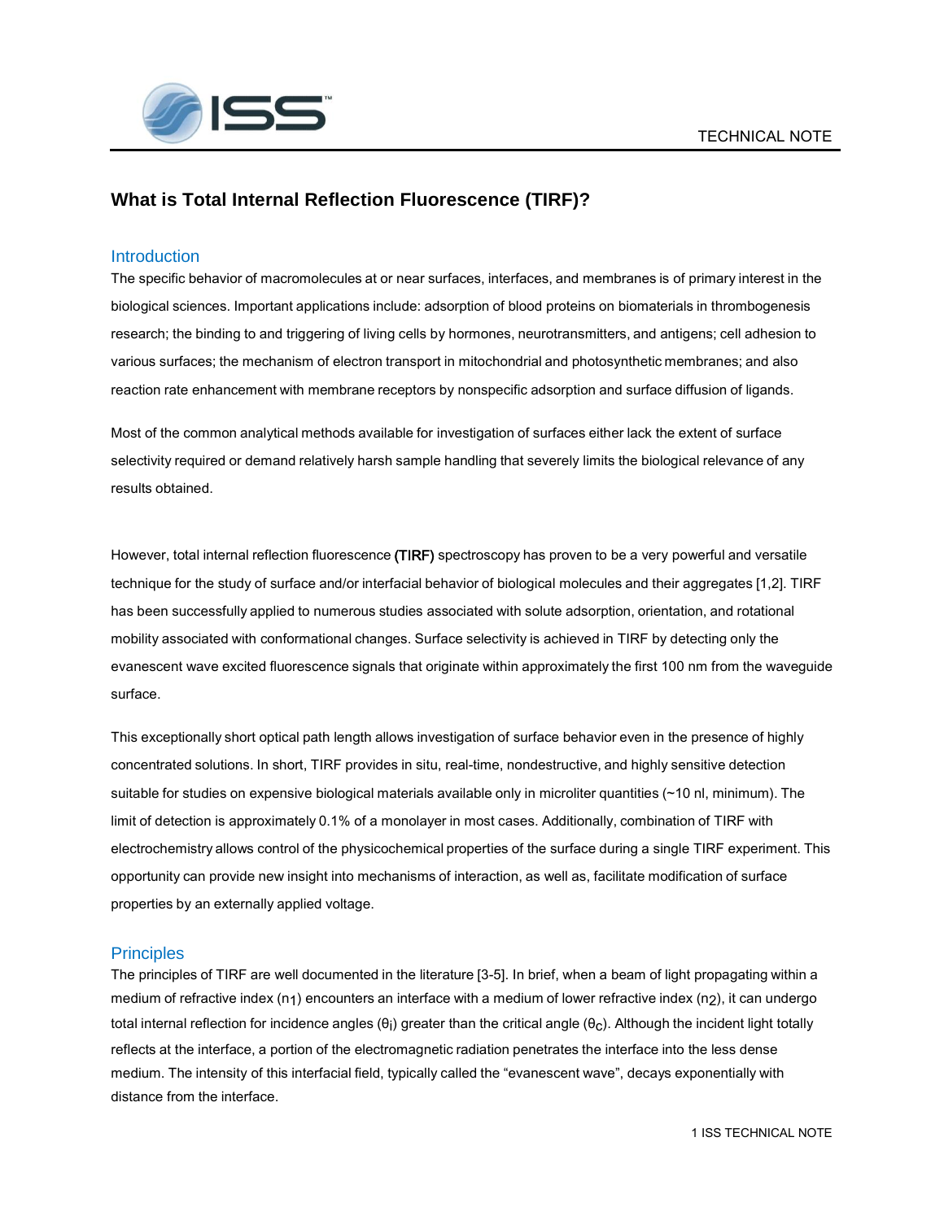# What is Total Internal Reflection Fluorescence (TIRF)?

## Introduction

The specific behavior of macromolecules at or near surfaces, interfaces, and membranes is of primary interest in the biological sciences. Important applications include: adsorption of blood proteins on biomaterials in thrombogenesis research; the binding to and triggering of living cells by hormones, neurotransmitters, and antigens; cell adhesion to various surfaces; the mechanism of electron transport in mitochondrial and photosynthetic membranes; and also reaction rate enhancement with membrane receptors by nonspecific adsorption and surface diffusion of ligands.

Most of the common analytical methods available for investigation of surfaces either lack the extent of surface selectivity required or demand relatively harsh sample handling that severely limits the biological relevance of any results obtained.

However, total internal reflection fluorescence **(TIRF)** spectroscopy has proven to be a very powerful and versatile technique for the study of surface and/or interfacial behavior of biological molecules and their aggregates [1,2]. TIRF has been successfully applied to numerous studies associated with solute adsorption, orientation, and rotational mobility associated with conformational changes. Surface selectivity is achieved in TIRF by detecting only the evanescent wave excited fluorescence signals that originate within approximately the first 100 nm from the waveguide surface.

This exceptionally short optical path length allows investigation of surface behavior even in the presence of highly concentrated solutions. In short, TIRF provides in situ, real-time, nondestructive, and highly sensitive detection suitable for studies on expensive biological materials available only in microliter quantities (~10 nl, minimum). The limit of detection is approximately 0.1% of a monolayer in most cases. Additionally, combination of TIRF with electrochemistry allows control of the physicochemical properties of the surface during a single TIRF experiment. This opportunity can provide new insight into mechanisms of interaction, as well as, facilitate modification of surface properties by an externally applied voltage.

## Principles

The principles of TIRF are well documented in the literature [3-5]. In brief, when a beam of light propagating within a medium of refractive index ($n_1$) encounters an interface with a medium of lower refractive index ($n_2$), it can undergo total internal reflection for incidence angles ($\theta_i$) greater than the critical angle ($\theta_c$). Although the incident light totally reflects at the interface, a portion of the electromagnetic radiation penetrates the interface into the less dense medium. The intensity of this interfacial field, typically called the "evanescent wave", decays exponentially with distance from the interface.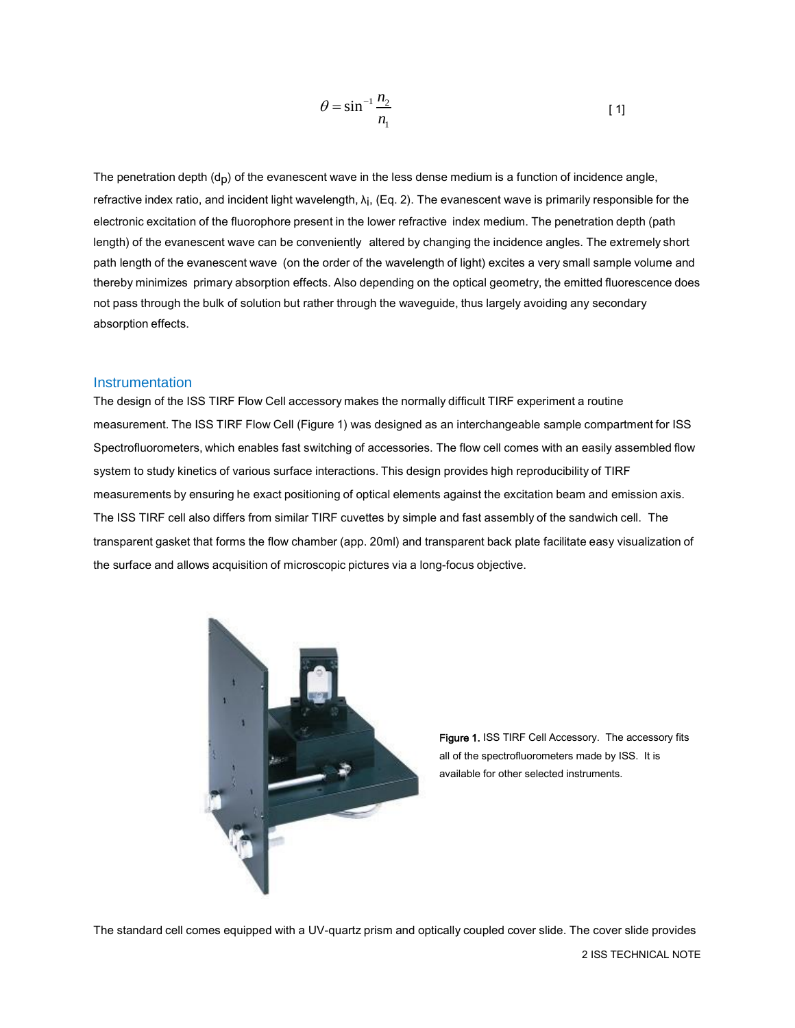$$\theta = \sin^{-1}\frac{n_2}{n_1} \qquad [1]$$

The penetration depth ($d_p$) of the evanescent wave in the less dense medium is a function of incidence angle, refractive index ratio, and incident light wavelength, $\lambda_i$, (Eq. 2). The evanescent wave is primarily responsible for the electronic excitation of the fluorophore present in the lower refractive index medium. The penetration depth (path length) of the evanescent wave can be conveniently altered by changing the incidence angles. The extremely short path length of the evanescent wave (on the order of the wavelength of light) excites a very small sample volume and thereby minimizes primary absorption effects. Also depending on the optical geometry, the emitted fluorescence does not pass through the bulk of solution but rather through the waveguide, thus largely avoiding any secondary absorption effects.

## Instrumentation

The design of the ISS TIRF Flow Cell accessory makes the normally difficult TIRF experiment a routine measurement. The ISS TIRF Flow Cell (Figure 1) was designed as an interchangeable sample compartment for ISS Spectrofluorometers, which enables fast switching of accessories. The flow cell comes with an easily assembled flow system to study kinetics of various surface interactions. This design provides high reproducibility of TIRF measurements by ensuring he exact positioning of optical elements against the excitation beam and emission axis. The ISS TIRF cell also differs from similar TIRF cuvettes by simple and fast assembly of the sandwich cell. The transparent gasket that forms the flow chamber (app. 20ml) and transparent back plate facilitate easy visualization of the surface and allows acquisition of microscopic pictures via a long-focus objective.

**Figure 1.** ISS TIRF Cell Accessory. The accessory fits all of the spectrofluorometers made by ISS. It is available for other selected instruments.

The standard cell comes equipped with a UV-quartz prism and optically coupled cover slide. The cover slide provides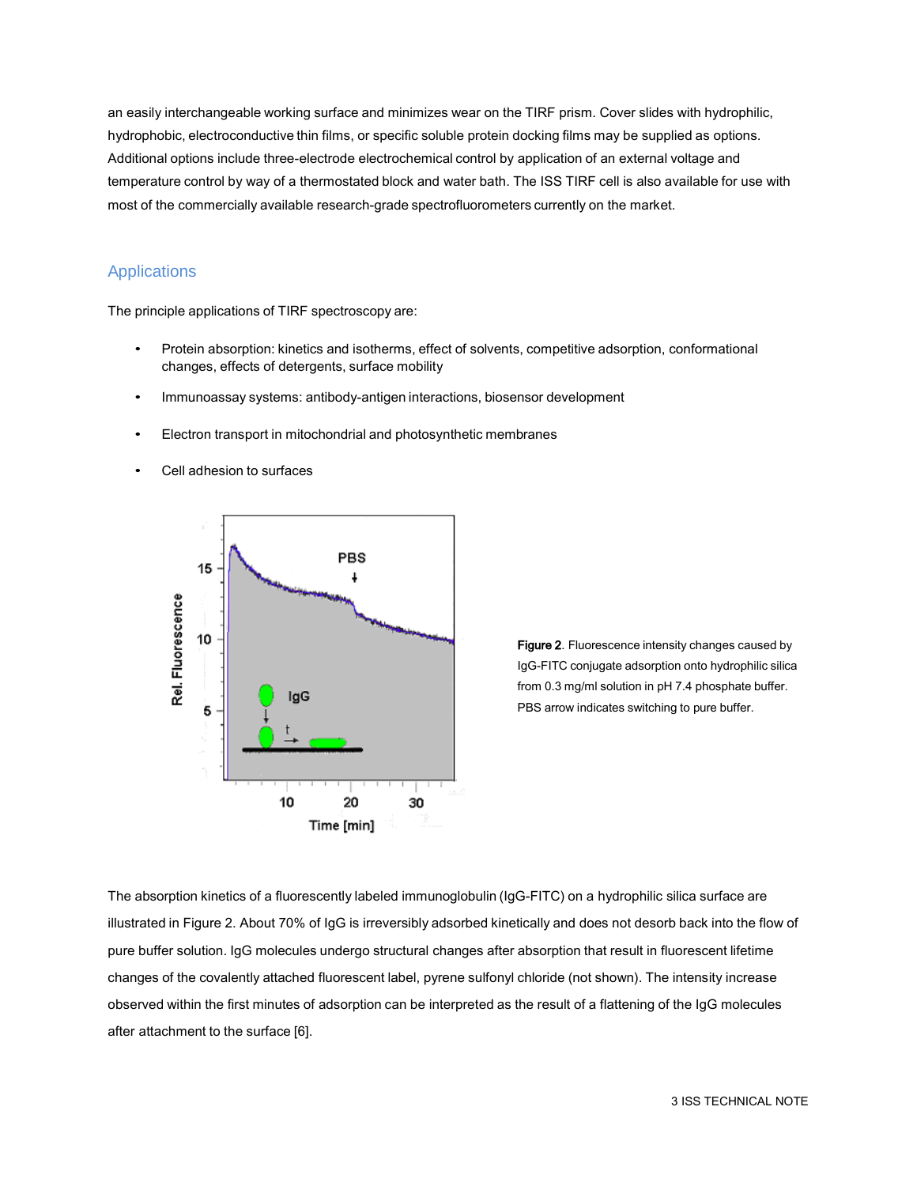an easily interchangeable working surface and minimizes wear on the TIRF prism. Cover slides with hydrophilic, hydrophobic, electroconductive thin films, or specific soluble protein docking films may be supplied as options. Additional options include three-electrode electrochemical control by application of an external voltage and temperature control by way of a thermostated block and water bath. The ISS TIRF cell is also available for use with most of the commercially available research-grade spectrofluorometers currently on the market.

## Applications

The principle applications of TIRF spectroscopy are:

- Protein absorption: kinetics and isotherms, effect of solvents, competitive adsorption, conformational changes, effects of detergents, surface mobility
- Immunoassay systems: antibody-antigen interactions, biosensor development
- Electron transport in mitochondrial and photosynthetic membranes
- Cell adhesion to surfaces

**Figure 2**. Fluorescence intensity changes caused by IgG-FITC conjugate adsorption onto hydrophilic silica from 0.3 mg/ml solution in pH 7.4 phosphate buffer. PBS arrow indicates switching to pure buffer.

The absorption kinetics of a fluorescently labeled immunoglobulin (IgG-FITC) on a hydrophilic silica surface are illustrated in Figure 2. About 70% of IgG is irreversibly adsorbed kinetically and does not desorb back into the flow of pure buffer solution. IgG molecules undergo structural changes after absorption that result in fluorescent lifetime changes of the covalently attached fluorescent label, pyrene sulfonyl chloride (not shown). The intensity increase observed within the first minutes of adsorption can be interpreted as the result of a flattening of the IgG molecules after attachment to the surface [6].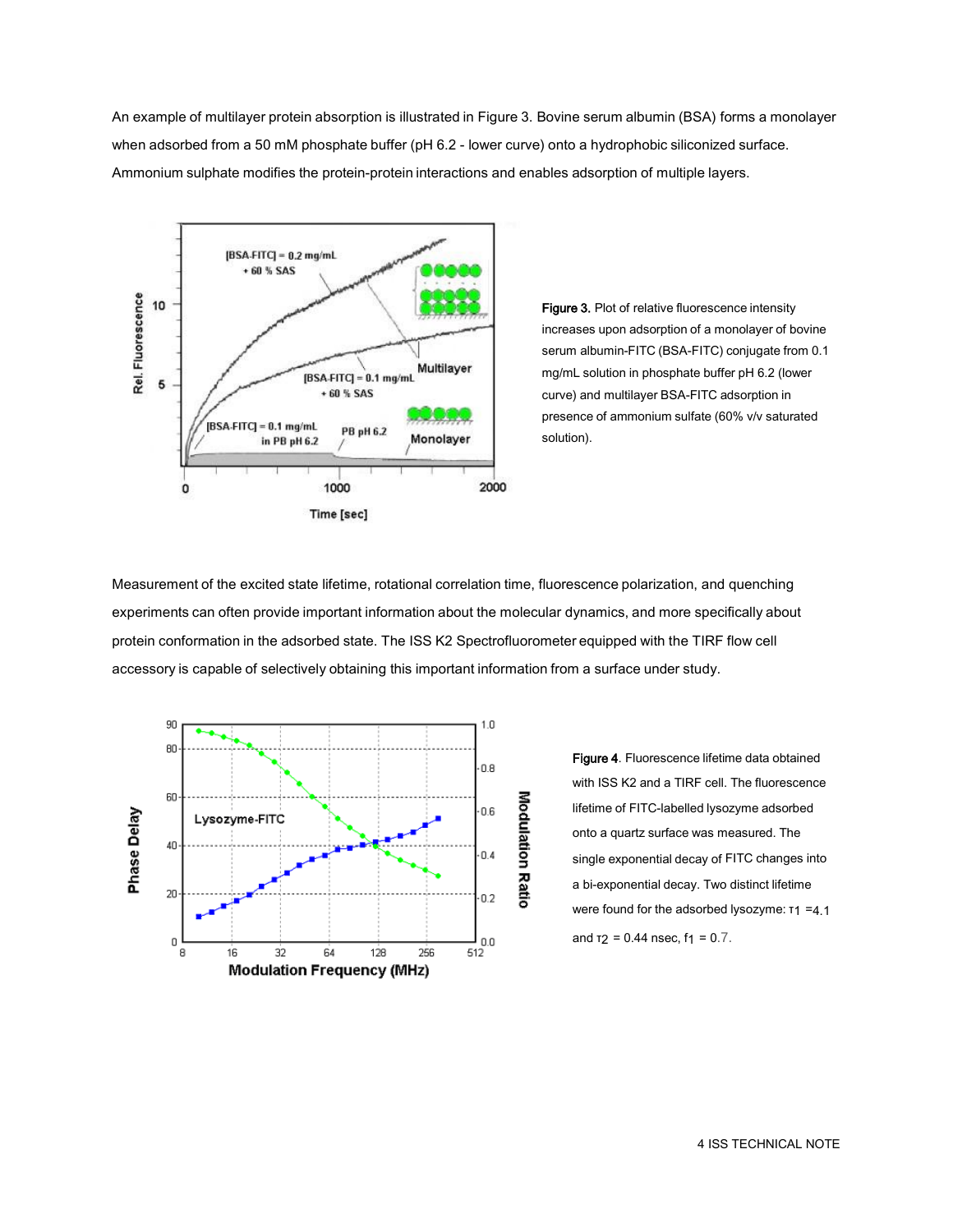An example of multilayer protein absorption is illustrated in Figure 3. Bovine serum albumin (BSA) forms a monolayer when adsorbed from a 50 mM phosphate buffer (pH 6.2 - lower curve) onto a hydrophobic siliconized surface. Ammonium sulphate modifies the protein-protein interactions and enables adsorption of multiple layers.

**Figure 3.** Plot of relative fluorescence intensity increases upon adsorption of a monolayer of bovine serum albumin-FITC (BSA-FITC) conjugate from 0.1 mg/mL solution in phosphate buffer pH 6.2 (lower curve) and multilayer BSA-FITC adsorption in presence of ammonium sulfate (60% v/v saturated solution).

Measurement of the excited state lifetime, rotational correlation time, fluorescence polarization, and quenching experiments can often provide important information about the molecular dynamics, and more specifically about protein conformation in the adsorbed state. The ISS K2 Spectrofluorometer equipped with the TIRF flow cell accessory is capable of selectively obtaining this important information from a surface under study.

**Figure 4**. Fluorescence lifetime data obtained with ISS K2 and a TIRF cell. The fluorescence lifetime of FITC-labelled lysozyme adsorbed onto a quartz surface was measured. The single exponential decay of FITC changes into a bi-exponential decay. Two distinct lifetime were found for the adsorbed lysozyme: $\tau_1$ =4.1 and $\tau_2$ = 0.44 nsec, $f_1$ = 0.7.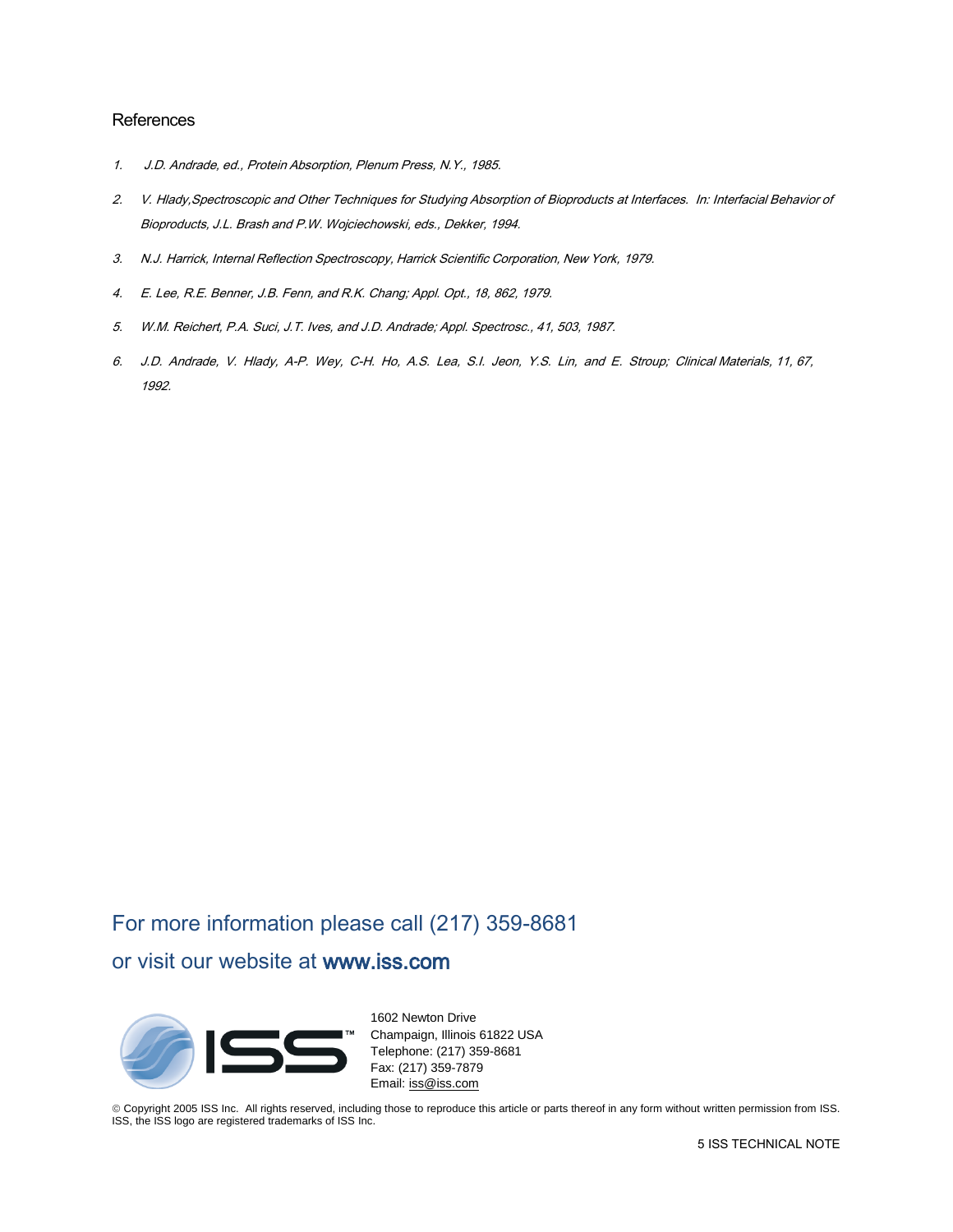## References

1. *J.D. Andrade, ed., Protein Absorption, Plenum Press, N.Y., 1985.*
2. *V. Hlady,Spectroscopic and Other Techniques for Studying Absorption of Bioproducts at Interfaces. In: Interfacial Behavior of Bioproducts, J.L. Brash and P.W. Wojciechowski, eds., Dekker, 1994.*
3. *N.J. Harrick, Internal Reflection Spectroscopy, Harrick Scientific Corporation, New York, 1979.*
4. *E. Lee, R.E. Benner, J.B. Fenn, and R.K. Chang; Appl. Opt., 18, 862, 1979.*
5. *W.M. Reichert, P.A. Suci, J.T. Ives, and J.D. Andrade; Appl. Spectrosc., 41, 503, 1987.*
6. *J.D. Andrade, V. Hlady, A-P. Wey, C-H. Ho, A.S. Lea, S.I. Jeon, Y.S. Lin, and E. Stroup; Clinical Materials, 11, 67, 1992.*

For more information please call (217) 359-8681

or visit our website at **www.iss.com**

ISS™

1602 Newton Drive
Champaign, Illinois 61822 USA
Telephone: (217) 359-8681
Fax: (217) 359-7879
Email: iss@iss.com

© Copyright 2005 ISS Inc. All rights reserved, including those to reproduce this article or parts thereof in any form without written permission from ISS. ISS, the ISS logo are registered trademarks of ISS Inc.

5 ISS TECHNICAL NOTE